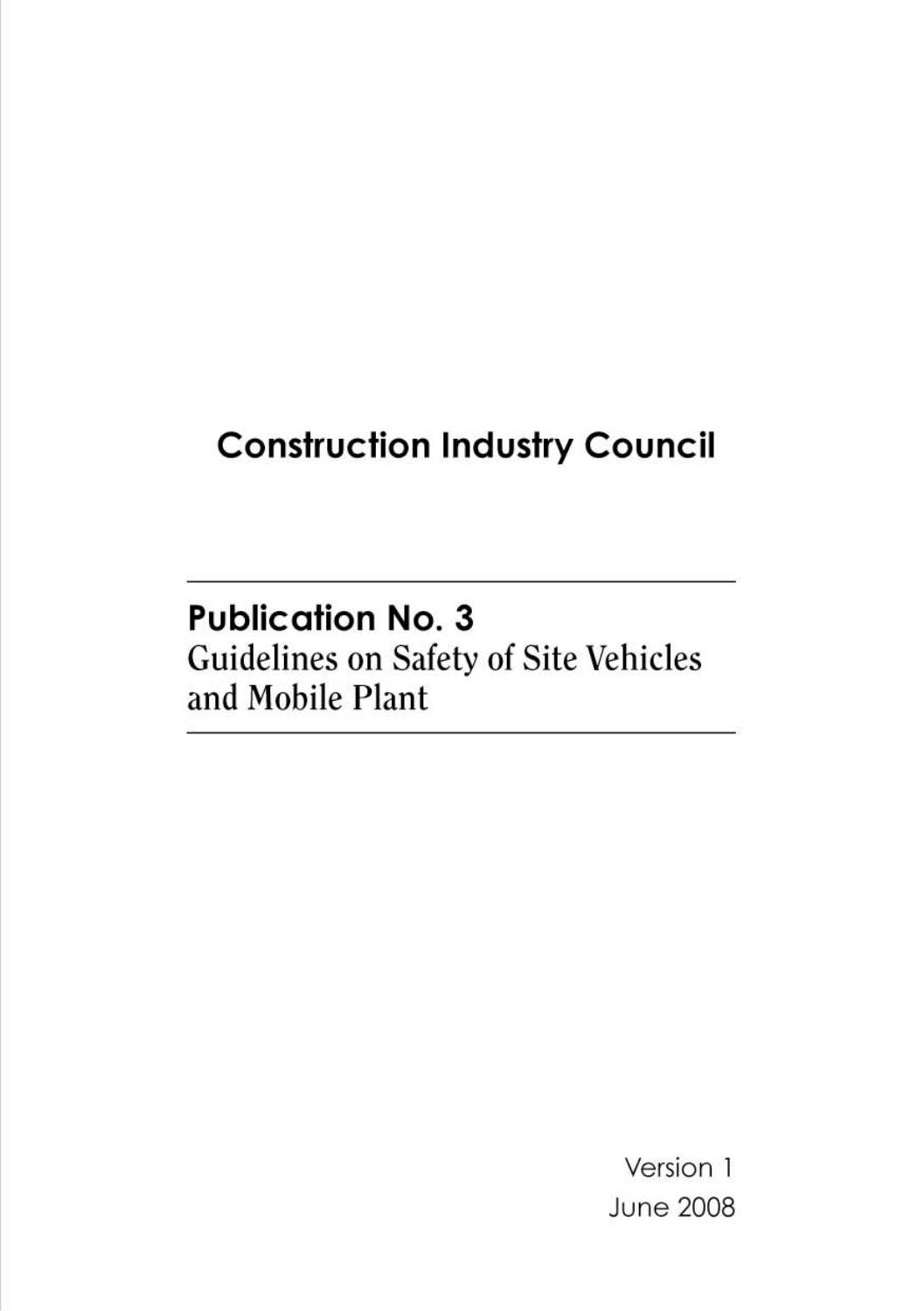# Construction Industry Council

## Publication No. 3

Guidelines on Safety of Site Vehicles and Mobile Plant

Version 1

June 2008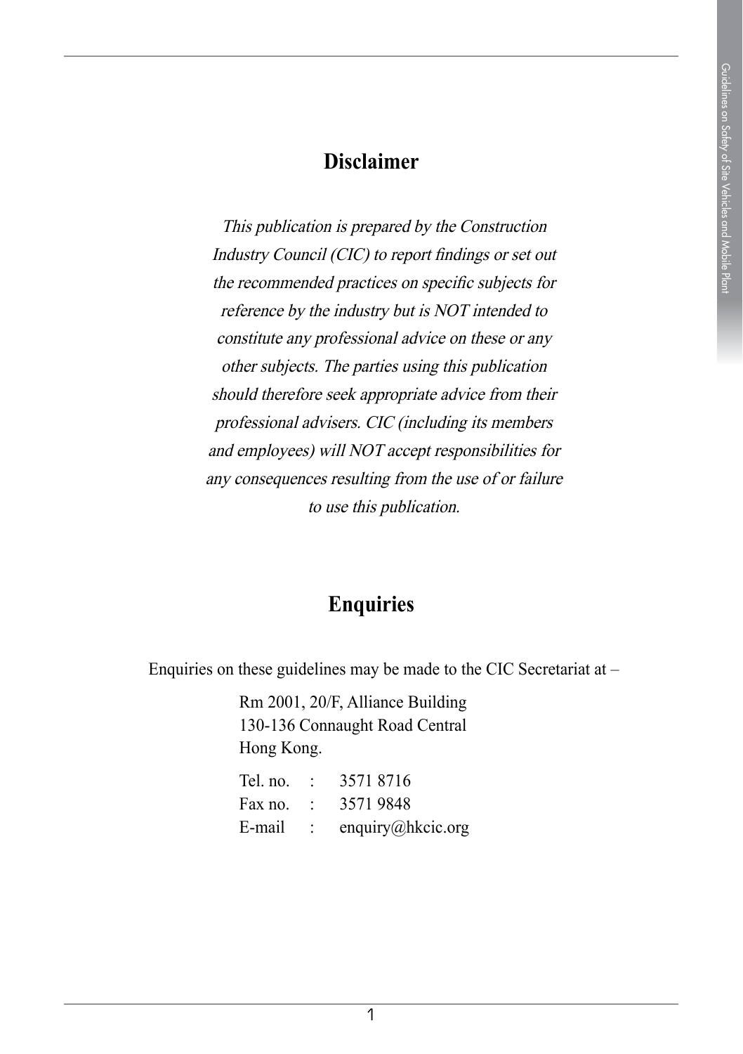## Disclaimer

*This publication is prepared by the Construction Industry Council (CIC) to report findings or set out the recommended practices on specific subjects for reference by the industry but is NOT intended to constitute any professional advice on these or any other subjects. The parties using this publication should therefore seek appropriate advice from their professional advisers. CIC (including its members and employees) will NOT accept responsibilities for any consequences resulting from the use of or failure to use this publication.*

## Enquiries

Enquiries on these guidelines may be made to the CIC Secretariat at –

Rm 2001, 20/F, Alliance Building
130-136 Connaught Road Central
Hong Kong.

Tel. no. : 3571 8716
Fax no. : 3571 9848
E-mail : enquiry@hkcic.org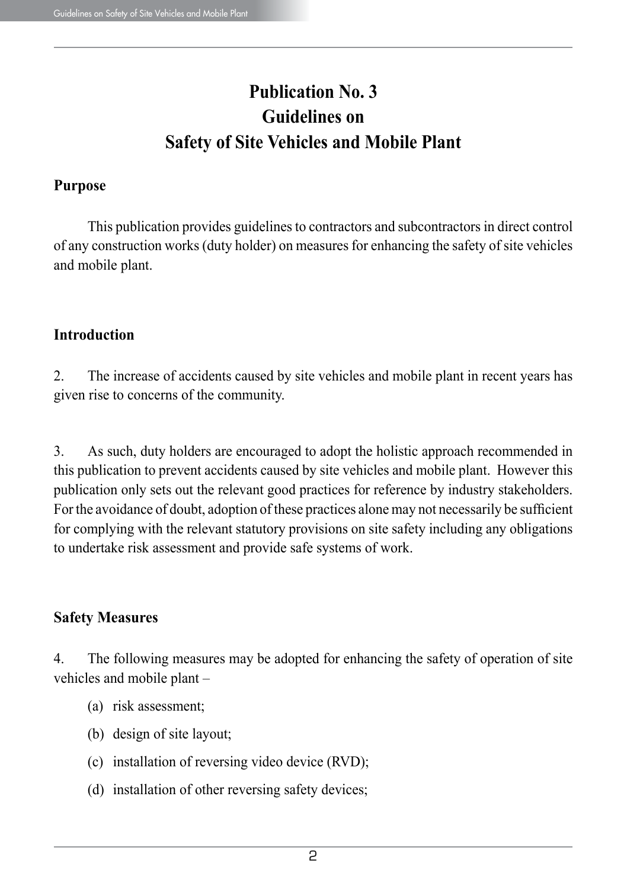# Publication No. 3
# Guidelines on
# Safety of Site Vehicles and Mobile Plant

## Purpose

This publication provides guidelines to contractors and subcontractors in direct control of any construction works (duty holder) on measures for enhancing the safety of site vehicles and mobile plant.

## Introduction

2. The increase of accidents caused by site vehicles and mobile plant in recent years has given rise to concerns of the community.

3. As such, duty holders are encouraged to adopt the holistic approach recommended in this publication to prevent accidents caused by site vehicles and mobile plant. However this publication only sets out the relevant good practices for reference by industry stakeholders. For the avoidance of doubt, adoption of these practices alone may not necessarily be sufficient for complying with the relevant statutory provisions on site safety including any obligations to undertake risk assessment and provide safe systems of work.

## Safety Measures

4. The following measures may be adopted for enhancing the safety of operation of site vehicles and mobile plant –

(a) risk assessment;

(b) design of site layout;

(c) installation of reversing video device (RVD);

(d) installation of other reversing safety devices;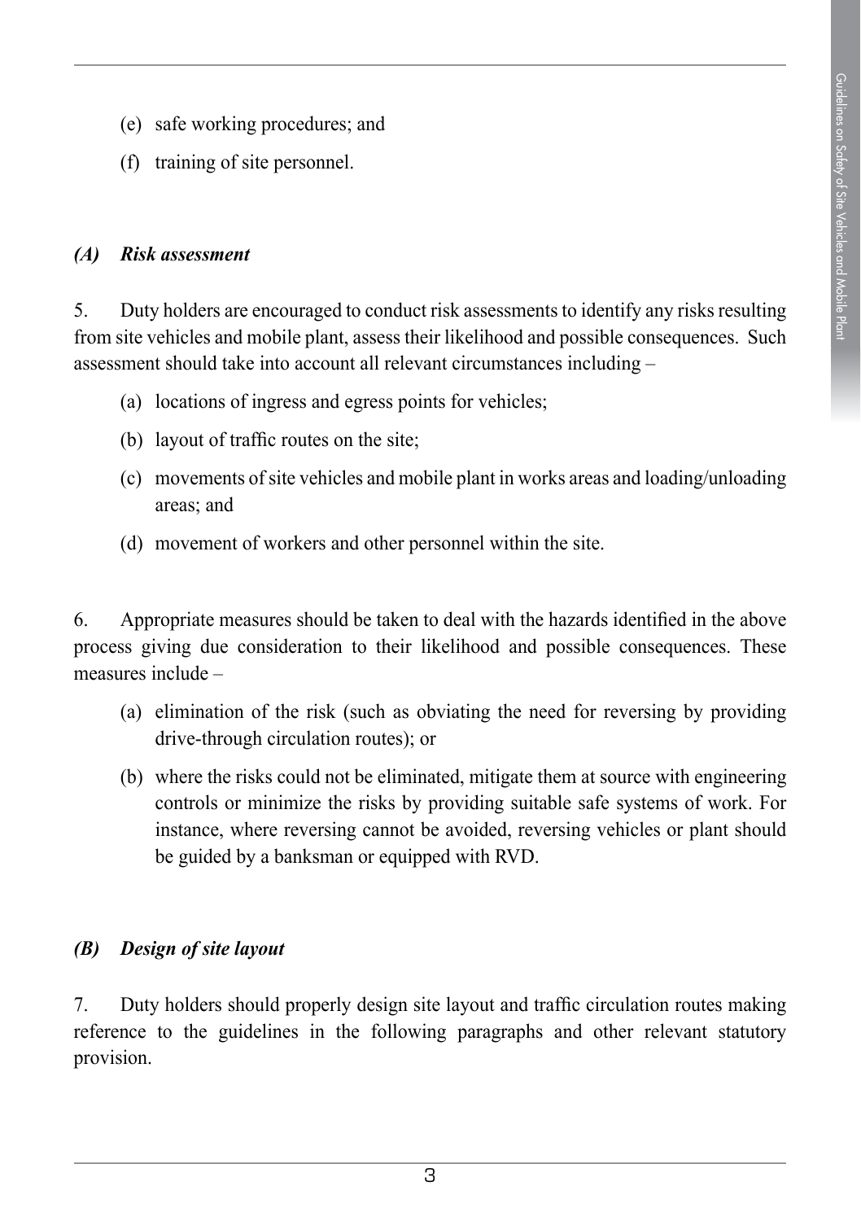(e) safe working procedures; and

(f) training of site personnel.

### *(A) Risk assessment*

5. Duty holders are encouraged to conduct risk assessments to identify any risks resulting from site vehicles and mobile plant, assess their likelihood and possible consequences. Such assessment should take into account all relevant circumstances including –

(a) locations of ingress and egress points for vehicles;

(b) layout of traffic routes on the site;

(c) movements of site vehicles and mobile plant in works areas and loading/unloading areas; and

(d) movement of workers and other personnel within the site.

6. Appropriate measures should be taken to deal with the hazards identified in the above process giving due consideration to their likelihood and possible consequences. These measures include –

(a) elimination of the risk (such as obviating the need for reversing by providing drive-through circulation routes); or

(b) where the risks could not be eliminated, mitigate them at source with engineering controls or minimize the risks by providing suitable safe systems of work. For instance, where reversing cannot be avoided, reversing vehicles or plant should be guided by a banksman or equipped with RVD.

### *(B) Design of site layout*

7. Duty holders should properly design site layout and traffic circulation routes making reference to the guidelines in the following paragraphs and other relevant statutory provision.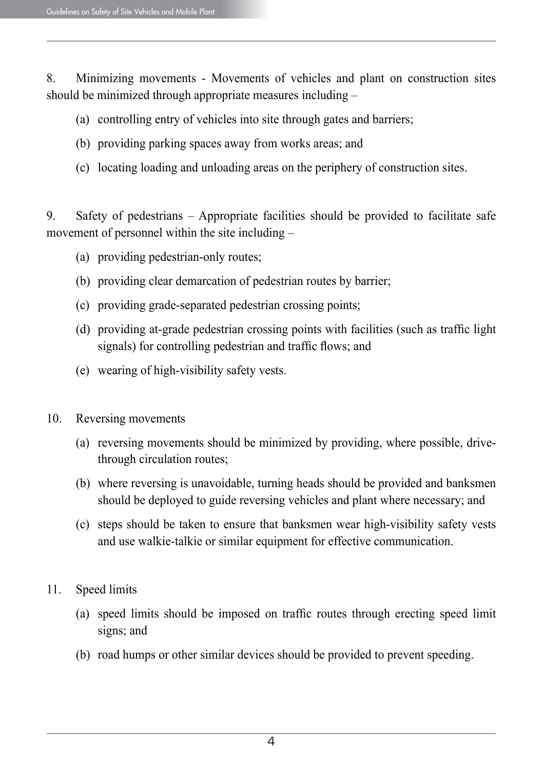8. Minimizing movements - Movements of vehicles and plant on construction sites should be minimized through appropriate measures including –

(a) controlling entry of vehicles into site through gates and barriers;

(b) providing parking spaces away from works areas; and

(c) locating loading and unloading areas on the periphery of construction sites.

9. Safety of pedestrians – Appropriate facilities should be provided to facilitate safe movement of personnel within the site including –

(a) providing pedestrian-only routes;

(b) providing clear demarcation of pedestrian routes by barrier;

(c) providing grade-separated pedestrian crossing points;

(d) providing at-grade pedestrian crossing points with facilities (such as traffic light signals) for controlling pedestrian and traffic flows; and

(e) wearing of high-visibility safety vests.

10. Reversing movements

(a) reversing movements should be minimized by providing, where possible, drive-through circulation routes;

(b) where reversing is unavoidable, turning heads should be provided and banksmen should be deployed to guide reversing vehicles and plant where necessary; and

(c) steps should be taken to ensure that banksmen wear high-visibility safety vests and use walkie-talkie or similar equipment for effective communication.

11. Speed limits

(a) speed limits should be imposed on traffic routes through erecting speed limit signs; and

(b) road humps or other similar devices should be provided to prevent speeding.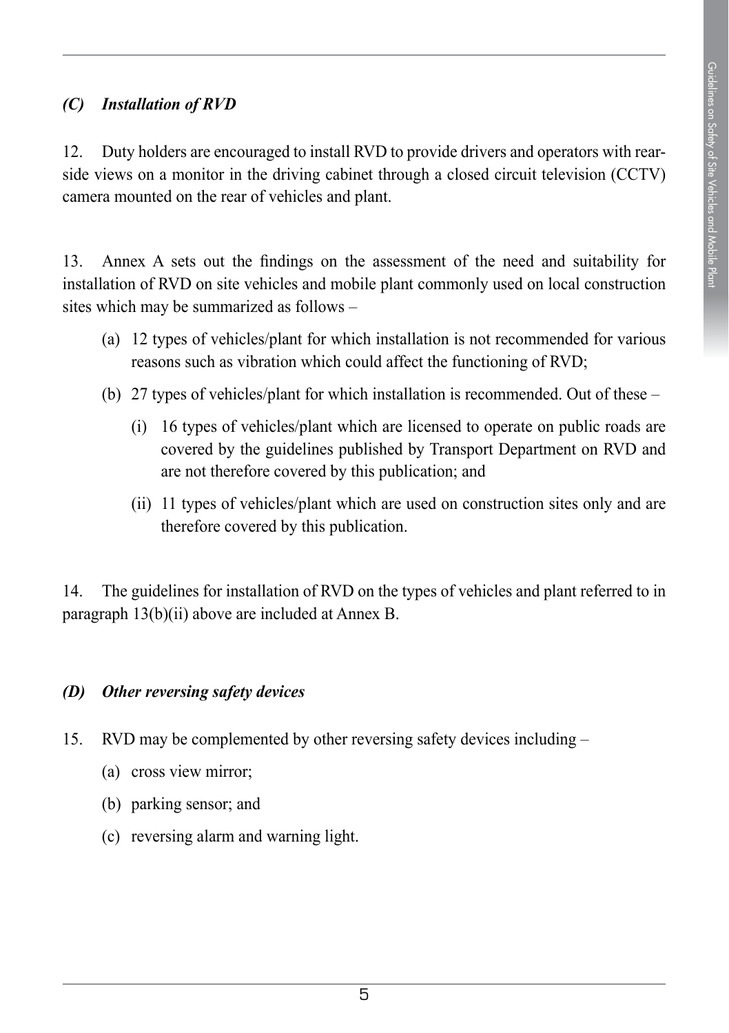### *(C) Installation of RVD*

12. Duty holders are encouraged to install RVD to provide drivers and operators with rear-side views on a monitor in the driving cabinet through a closed circuit television (CCTV) camera mounted on the rear of vehicles and plant.

13. Annex A sets out the findings on the assessment of the need and suitability for installation of RVD on site vehicles and mobile plant commonly used on local construction sites which may be summarized as follows –

(a) 12 types of vehicles/plant for which installation is not recommended for various reasons such as vibration which could affect the functioning of RVD;

(b) 27 types of vehicles/plant for which installation is recommended. Out of these –

  (i) 16 types of vehicles/plant which are licensed to operate on public roads are covered by the guidelines published by Transport Department on RVD and are not therefore covered by this publication; and

  (ii) 11 types of vehicles/plant which are used on construction sites only and are therefore covered by this publication.

14. The guidelines for installation of RVD on the types of vehicles and plant referred to in paragraph 13(b)(ii) above are included at Annex B.

### *(D) Other reversing safety devices*

15. RVD may be complemented by other reversing safety devices including –

(a) cross view mirror;

(b) parking sensor; and

(c) reversing alarm and warning light.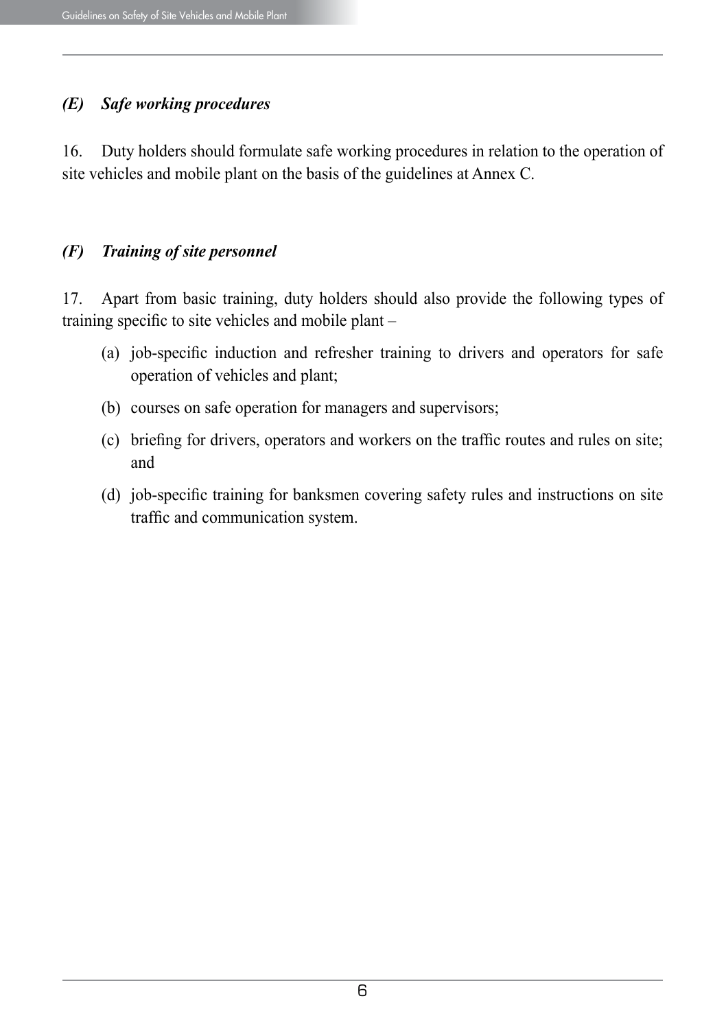### *(E) Safe working procedures*

16. Duty holders should formulate safe working procedures in relation to the operation of site vehicles and mobile plant on the basis of the guidelines at Annex C.

### *(F) Training of site personnel*

17. Apart from basic training, duty holders should also provide the following types of training specific to site vehicles and mobile plant –

(a) job-specific induction and refresher training to drivers and operators for safe operation of vehicles and plant;

(b) courses on safe operation for managers and supervisors;

(c) briefing for drivers, operators and workers on the traffic routes and rules on site; and

(d) job-specific training for banksmen covering safety rules and instructions on site traffic and communication system.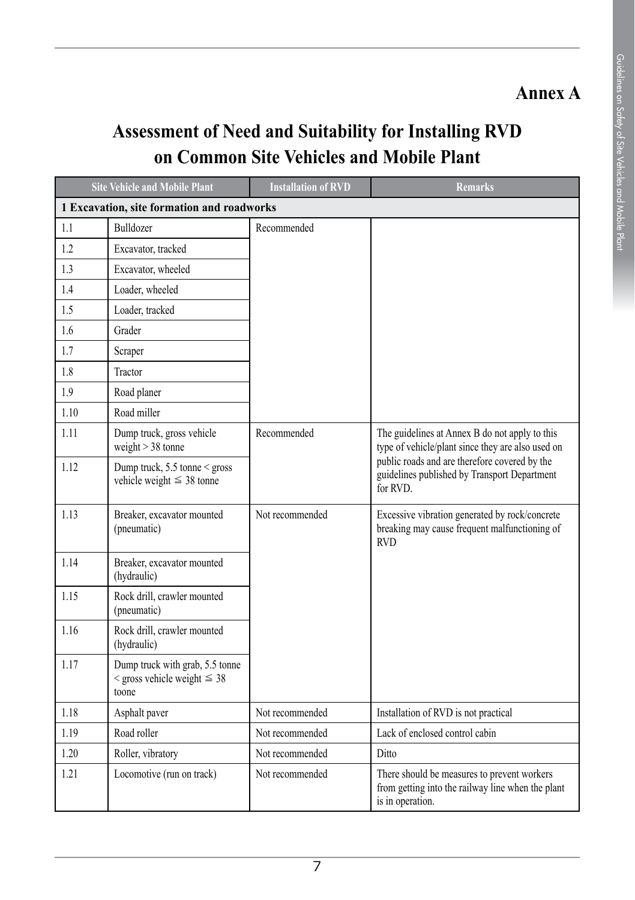# Annex A

## Assessment of Need and Suitability for Installing RVD on Common Site Vehicles and Mobile Plant

| Site Vehicle and Mobile Plant | | Installation of RVD | Remarks |
|---|---|---|---|
| **1 Excavation, site formation and roadworks** | | | |
| 1.1 | Bulldozer | Recommended | |
| 1.2 | Excavator, tracked | | |
| 1.3 | Excavator, wheeled | | |
| 1.4 | Loader, wheeled | | |
| 1.5 | Loader, tracked | | |
| 1.6 | Grader | | |
| 1.7 | Scraper | | |
| 1.8 | Tractor | | |
| 1.9 | Road planer | | |
| 1.10 | Road miller | | |
| 1.11 | Dump truck, gross vehicle weight > 38 tonne | Recommended | The guidelines at Annex B do not apply to this type of vehicle/plant since they are also used on public roads and are therefore covered by the guidelines published by Transport Department for RVD. |
| 1.12 | Dump truck, 5.5 tonne < gross vehicle weight ≦ 38 tonne | | |
| 1.13 | Breaker, excavator mounted (pneumatic) | Not recommended | Excessive vibration generated by rock/concrete breaking may cause frequent malfunctioning of RVD |
| 1.14 | Breaker, excavator mounted (hydraulic) | | |
| 1.15 | Rock drill, crawler mounted (pneumatic) | | |
| 1.16 | Rock drill, crawler mounted (hydraulic) | | |
| 1.17 | Dump truck with grab, 5.5 tonne < gross vehicle weight ≦ 38 toone | | |
| 1.18 | Asphalt paver | Not recommended | Installation of RVD is not practical |
| 1.19 | Road roller | Not recommended | Lack of enclosed control cabin |
| 1.20 | Roller, vibratory | Not recommended | Ditto |
| 1.21 | Locomotive (run on track) | Not recommended | There should be measures to prevent workers from getting into the railway line when the plant is in operation. |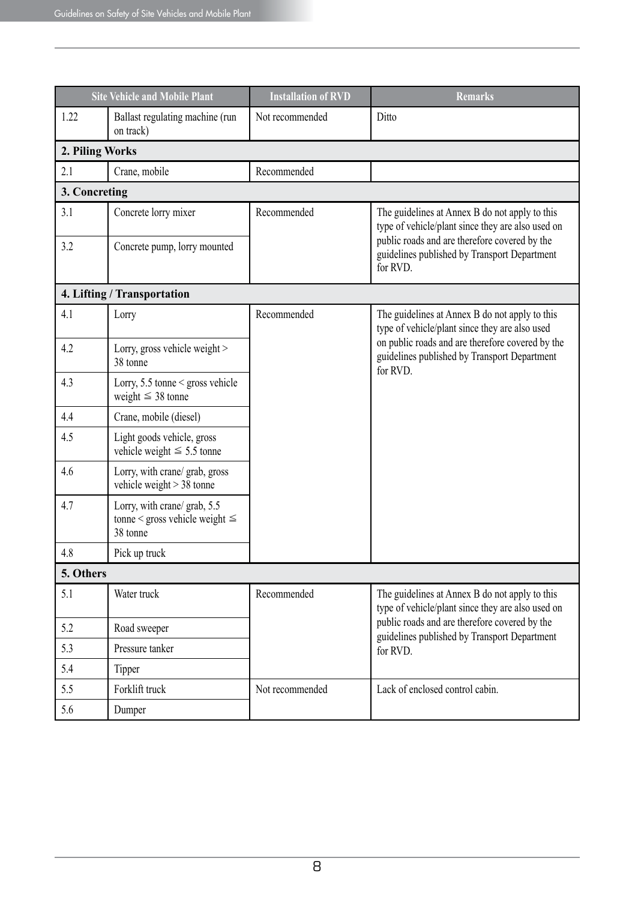| Site Vehicle and Mobile Plant | | Installation of RVD | Remarks |
|---|---|---|---|
| 1.22 | Ballast regulating machine (run on track) | Not recommended | Ditto |
| **2. Piling Works** | | | |
| 2.1 | Crane, mobile | Recommended | |
| **3. Concreting** | | | |
| 3.1 | Concrete lorry mixer | Recommended | The guidelines at Annex B do not apply to this type of vehicle/plant since they are also used on public roads and are therefore covered by the guidelines published by Transport Department for RVD. |
| 3.2 | Concrete pump, lorry mounted | | |
| **4. Lifting / Transportation** | | | |
| 4.1 | Lorry | Recommended | The guidelines at Annex B do not apply to this type of vehicle/plant since they are also used on public roads and are therefore covered by the guidelines published by Transport Department for RVD. |
| 4.2 | Lorry, gross vehicle weight > 38 tonne | | |
| 4.3 | Lorry, 5.5 tonne < gross vehicle weight ≤ 38 tonne | | |
| 4.4 | Crane, mobile (diesel) | | |
| 4.5 | Light goods vehicle, gross vehicle weight ≤ 5.5 tonne | | |
| 4.6 | Lorry, with crane/ grab, gross vehicle weight > 38 tonne | | |
| 4.7 | Lorry, with crane/ grab, 5.5 tonne < gross vehicle weight ≤ 38 tonne | | |
| 4.8 | Pick up truck | | |
| **5. Others** | | | |
| 5.1 | Water truck | Recommended | The guidelines at Annex B do not apply to this type of vehicle/plant since they are also used on public roads and are therefore covered by the guidelines published by Transport Department for RVD. |
| 5.2 | Road sweeper | | |
| 5.3 | Pressure tanker | | |
| 5.4 | Tipper | | |
| 5.5 | Forklift truck | Not recommended | Lack of enclosed control cabin. |
| 5.6 | Dumper | | |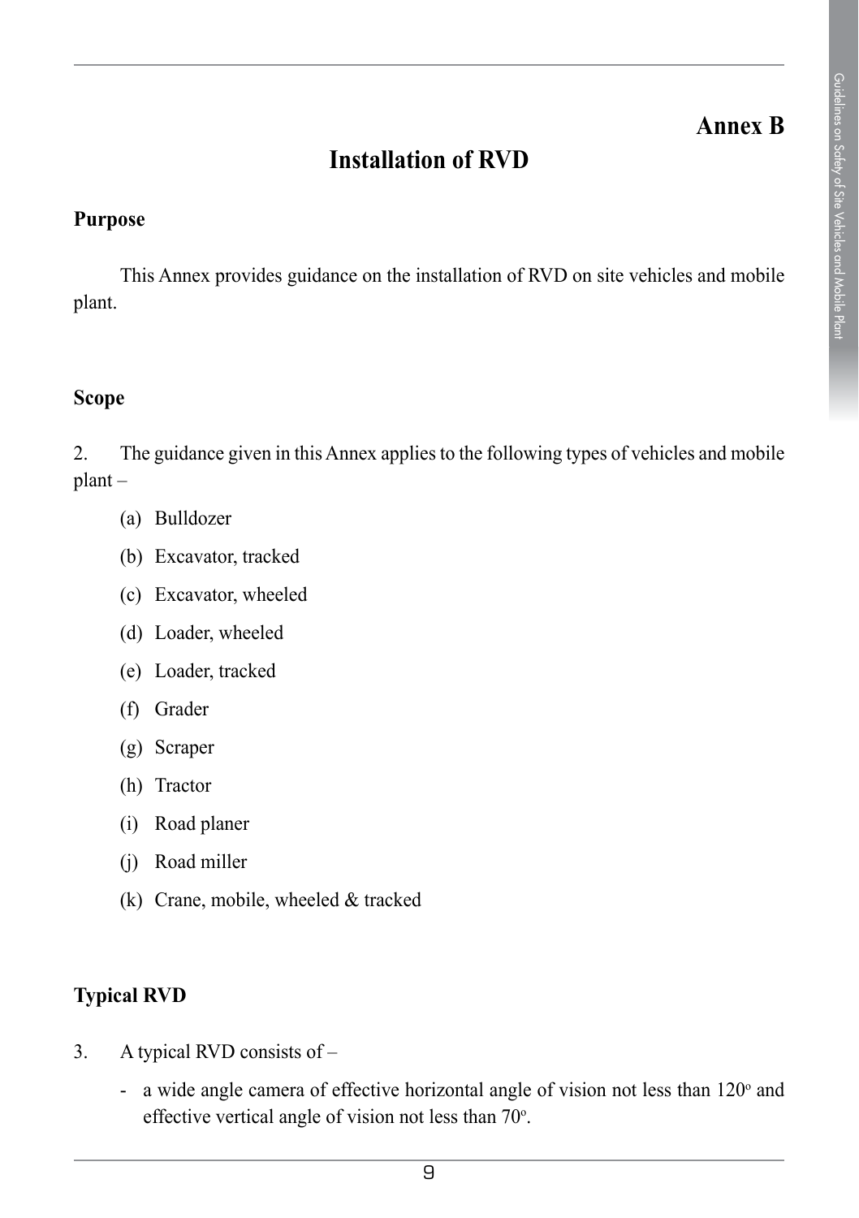# Annex B

## Installation of RVD

### Purpose

This Annex provides guidance on the installation of RVD on site vehicles and mobile plant.

### Scope

2. The guidance given in this Annex applies to the following types of vehicles and mobile plant –

(a) Bulldozer

(b) Excavator, tracked

(c) Excavator, wheeled

(d) Loader, wheeled

(e) Loader, tracked

(f) Grader

(g) Scraper

(h) Tractor

(i) Road planer

(j) Road miller

(k) Crane, mobile, wheeled & tracked

### Typical RVD

3. A typical RVD consists of –

- a wide angle camera of effective horizontal angle of vision not less than $120^{o}$ and effective vertical angle of vision not less than $70^{o}$.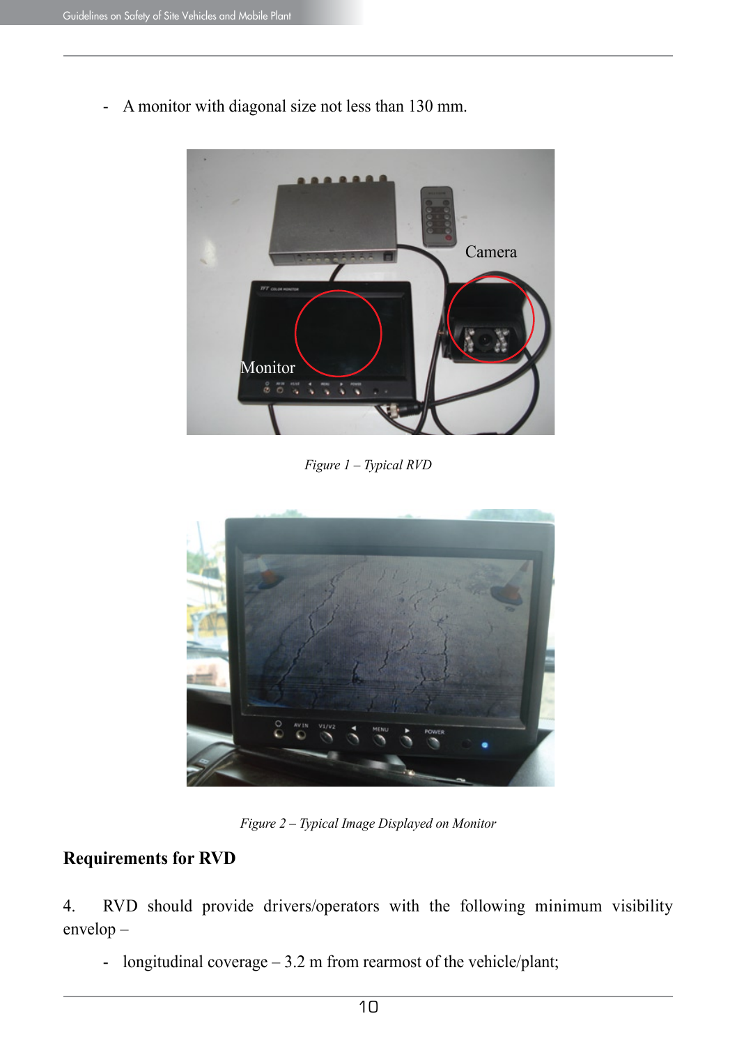- A monitor with diagonal size not less than 130 mm.

*Figure 1 – Typical RVD*

*Figure 2 – Typical Image Displayed on Monitor*

## Requirements for RVD

4. RVD should provide drivers/operators with the following minimum visibility envelop –

- longitudinal coverage – 3.2 m from rearmost of the vehicle/plant;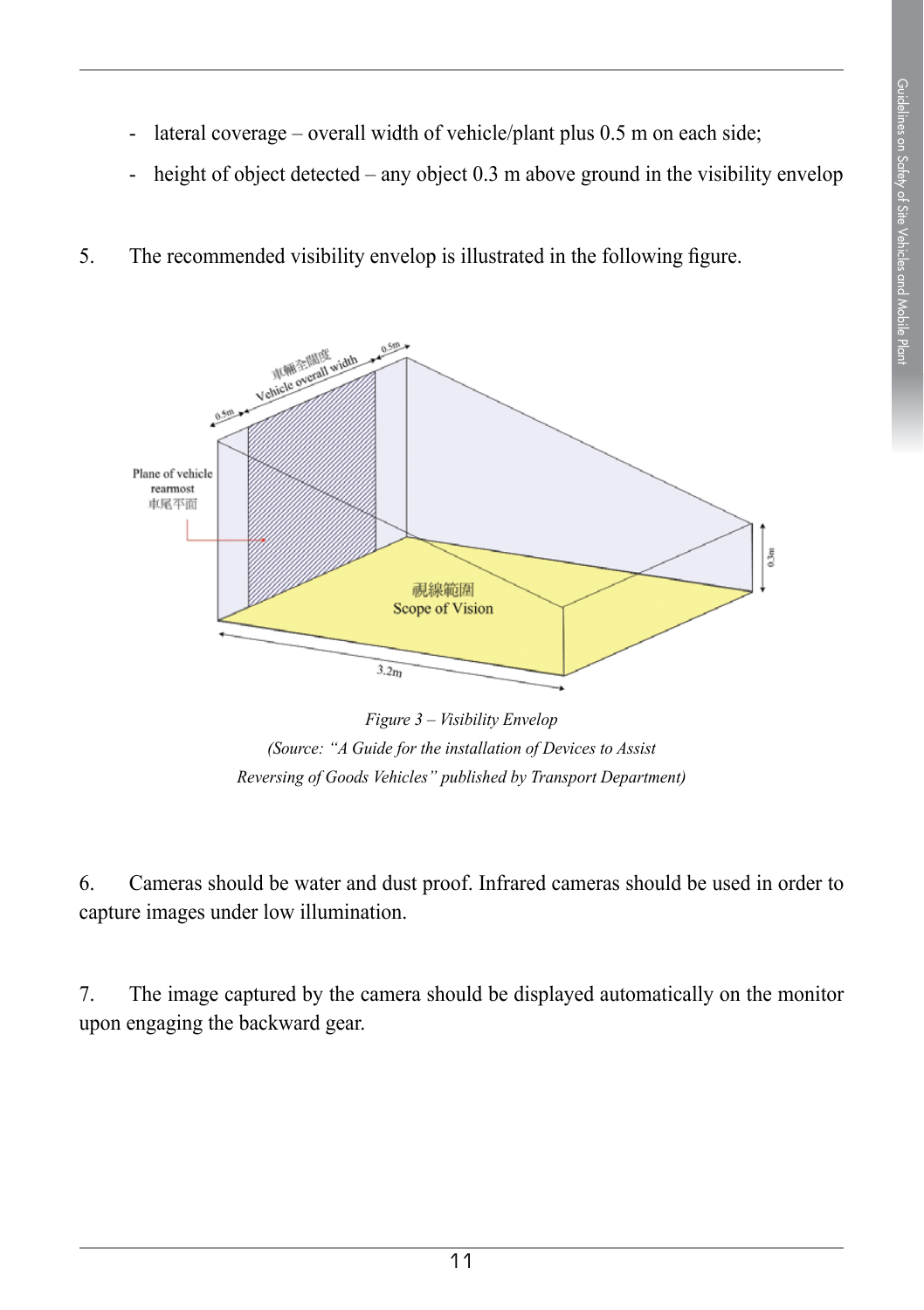- lateral coverage – overall width of vehicle/plant plus 0.5 m on each side;
- height of object detected – any object 0.3 m above ground in the visibility envelop

5. The recommended visibility envelop is illustrated in the following figure.

*Figure 3 – Visibility Envelop*

*(Source: "A Guide for the installation of Devices to Assist Reversing of Goods Vehicles" published by Transport Department)*

6. Cameras should be water and dust proof. Infrared cameras should be used in order to capture images under low illumination.

7. The image captured by the camera should be displayed automatically on the monitor upon engaging the backward gear.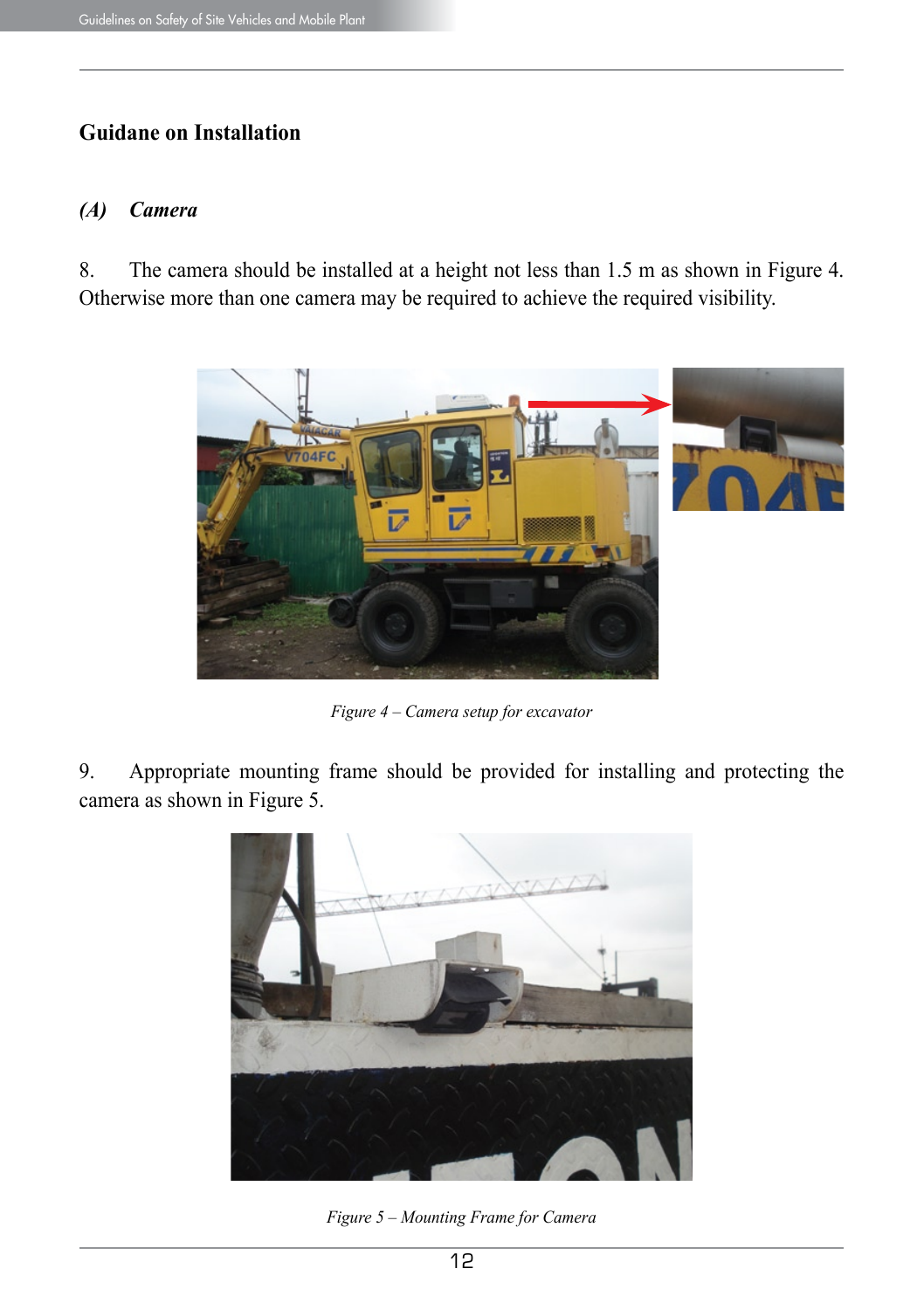## Guidane on Installation

### *(A) Camera*

8. The camera should be installed at a height not less than 1.5 m as shown in Figure 4. Otherwise more than one camera may be required to achieve the required visibility.

*Figure 4 – Camera setup for excavator*

9. Appropriate mounting frame should be provided for installing and protecting the camera as shown in Figure 5.

*Figure 5 – Mounting Frame for Camera*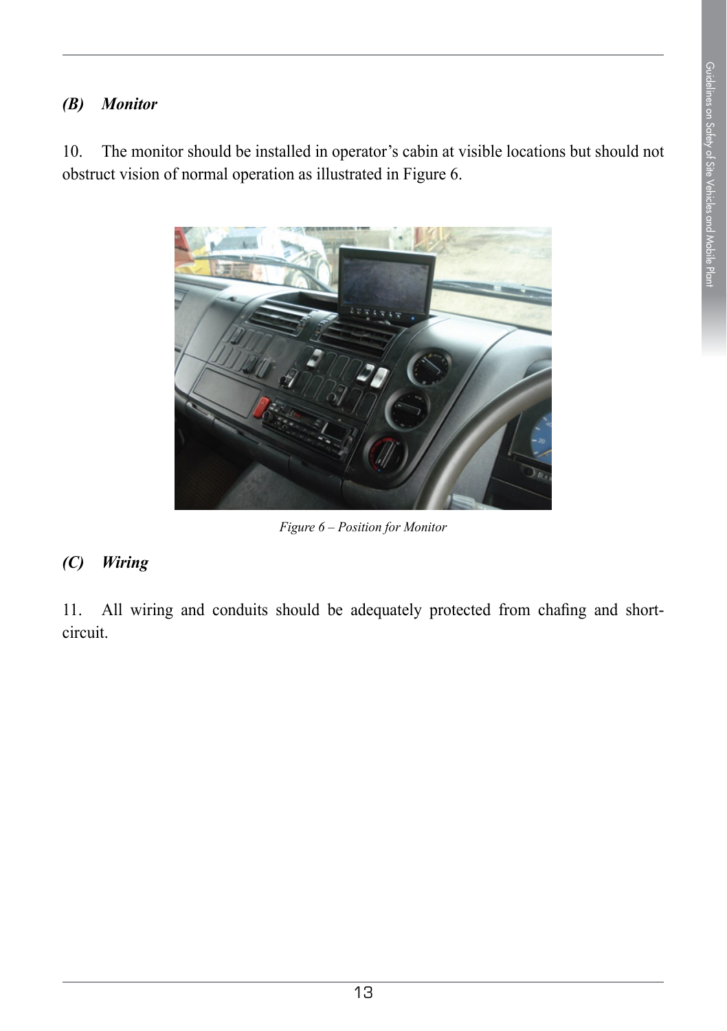### *(B) Monitor*

10. The monitor should be installed in operator's cabin at visible locations but should not obstruct vision of normal operation as illustrated in Figure 6.

*Figure 6 – Position for Monitor*

### *(C) Wiring*

11. All wiring and conduits should be adequately protected from chafing and short-circuit.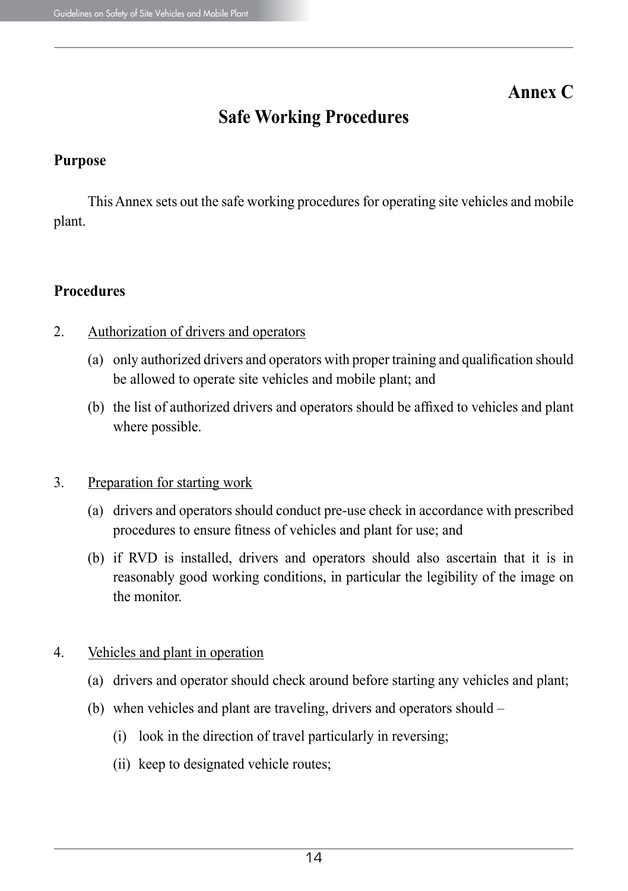# Annex C

## Safe Working Procedures

**Purpose**

This Annex sets out the safe working procedures for operating site vehicles and mobile plant.

**Procedures**

2. <u>Authorization of drivers and operators</u>

   (a) only authorized drivers and operators with proper training and qualification should be allowed to operate site vehicles and mobile plant; and

   (b) the list of authorized drivers and operators should be affixed to vehicles and plant where possible.

3. <u>Preparation for starting work</u>

   (a) drivers and operators should conduct pre-use check in accordance with prescribed procedures to ensure fitness of vehicles and plant for use; and

   (b) if RVD is installed, drivers and operators should also ascertain that it is in reasonably good working conditions, in particular the legibility of the image on the monitor.

4. <u>Vehicles and plant in operation</u>

   (a) drivers and operator should check around before starting any vehicles and plant;

   (b) when vehicles and plant are traveling, drivers and operators should –

      (i) look in the direction of travel particularly in reversing;

      (ii) keep to designated vehicle routes;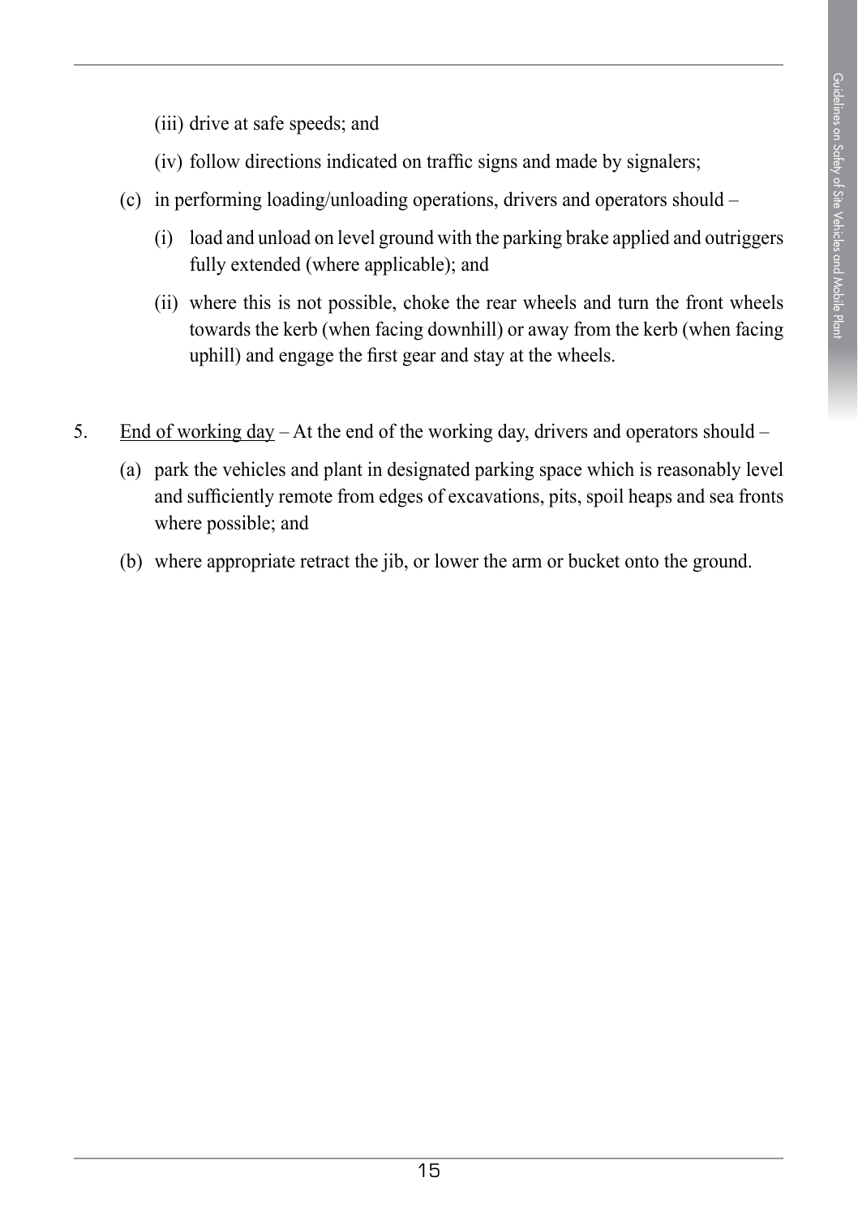(iii) drive at safe speeds; and

(iv) follow directions indicated on traffic signs and made by signalers;

(c) in performing loading/unloading operations, drivers and operators should –

(i) load and unload on level ground with the parking brake applied and outriggers fully extended (where applicable); and

(ii) where this is not possible, choke the rear wheels and turn the front wheels towards the kerb (when facing downhill) or away from the kerb (when facing uphill) and engage the first gear and stay at the wheels.

5. <u>End of working day</u> – At the end of the working day, drivers and operators should –

(a) park the vehicles and plant in designated parking space which is reasonably level and sufficiently remote from edges of excavations, pits, spoil heaps and sea fronts where possible; and

(b) where appropriate retract the jib, or lower the arm or bucket onto the ground.